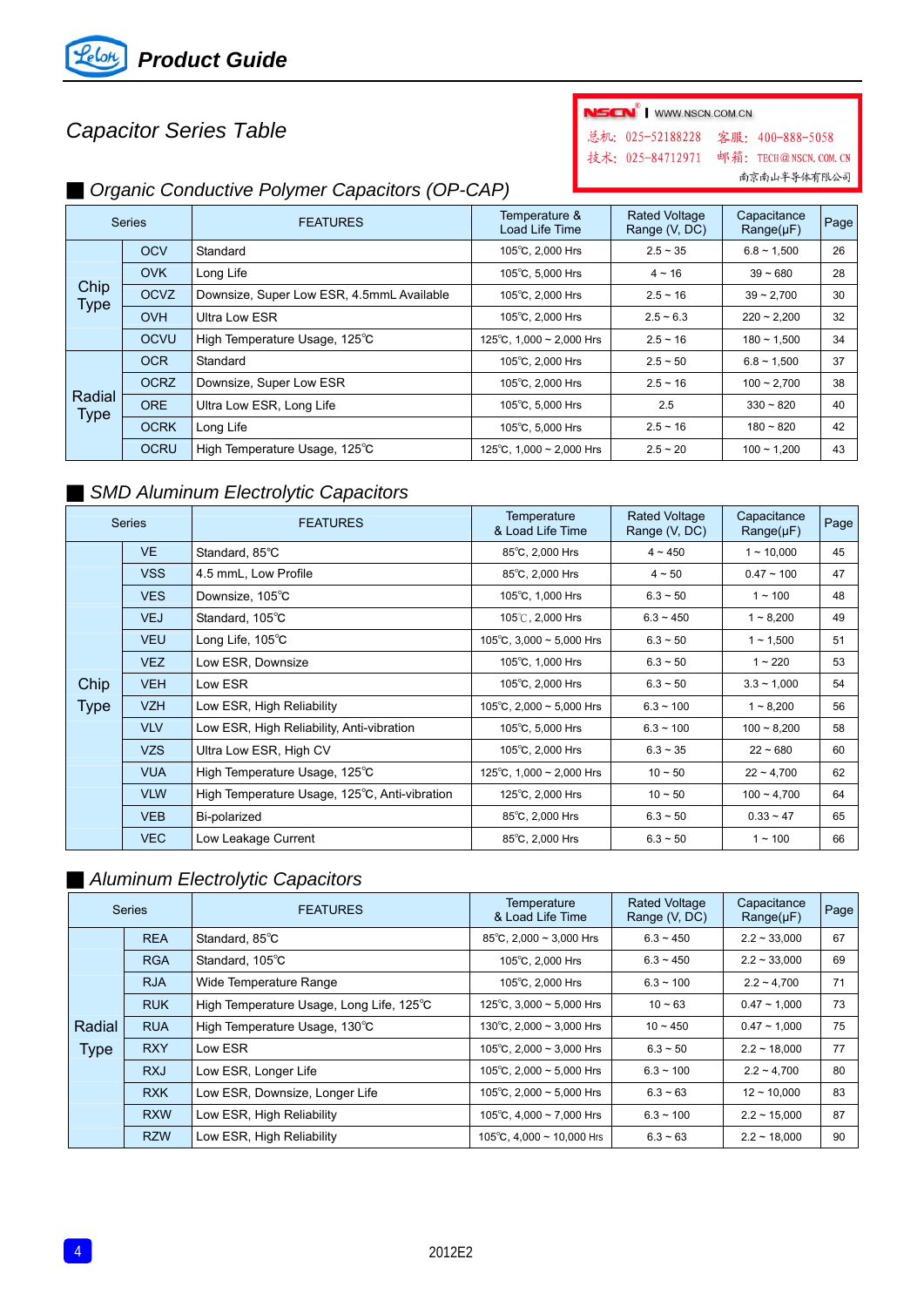# Product Guide

NSCN | WWW.NSCN.COM.CN
总机：025-52188228　客服：400-888-5058
技术：025-84712971　邮箱：TECH@NSCN.COM.CN
南京南山半导体有限公司

## Capacitor Series Table

### Organic Conductive Polymer Capacitors (OP-CAP)

| Series | | FEATURES | Temperature & Load Life Time | Rated Voltage Range (V, DC) | Capacitance Range(μF) | Page |
|---|---|---|---|---|---|---|
| Chip Type | OCV | Standard | 105℃, 2,000 Hrs | 2.5 ~ 35 | 6.8 ~ 1,500 | 26 |
| | OVK | Long Life | 105℃, 5,000 Hrs | 4 ~ 16 | 39 ~ 680 | 28 |
| | OCVZ | Downsize, Super Low ESR, 4.5mmL Available | 105℃, 2,000 Hrs | 2.5 ~ 16 | 39 ~ 2,700 | 30 |
| | OVH | Ultra Low ESR | 105℃, 2,000 Hrs | 2.5 ~ 6.3 | 220 ~ 2,200 | 32 |
| | OCVU | High Temperature Usage, 125℃ | 125℃, 1,000 ~ 2,000 Hrs | 2.5 ~ 16 | 180 ~ 1,500 | 34 |
| Radial Type | OCR | Standard | 105℃, 2,000 Hrs | 2.5 ~ 50 | 6.8 ~ 1,500 | 37 |
| | OCRZ | Downsize, Super Low ESR | 105℃, 2,000 Hrs | 2.5 ~ 16 | 100 ~ 2,700 | 38 |
| | ORE | Ultra Low ESR, Long Life | 105℃, 5,000 Hrs | 2.5 | 330 ~ 820 | 40 |
| | OCRK | Long Life | 105℃, 5,000 Hrs | 2.5 ~ 16 | 180 ~ 820 | 42 |
| | OCRU | High Temperature Usage, 125℃ | 125℃, 1,000 ~ 2,000 Hrs | 2.5 ~ 20 | 100 ~ 1,200 | 43 |

### SMD Aluminum Electrolytic Capacitors

| Series | | FEATURES | Temperature & Load Life Time | Rated Voltage Range (V, DC) | Capacitance Range(μF) | Page |
|---|---|---|---|---|---|---|
| Chip Type | VE | Standard, 85℃ | 85℃, 2,000 Hrs | 4 ~ 450 | 1 ~ 10,000 | 45 |
| | VSS | 4.5 mmL, Low Profile | 85℃, 2,000 Hrs | 4 ~ 50 | 0.47 ~ 100 | 47 |
| | VES | Downsize, 105℃ | 105℃, 1,000 Hrs | 6.3 ~ 50 | 1 ~ 100 | 48 |
| | VEJ | Standard, 105℃ | 105℃, 2,000 Hrs | 6.3 ~ 450 | 1 ~ 8,200 | 49 |
| | VEU | Long Life, 105℃ | 105℃, 3,000 ~ 5,000 Hrs | 6.3 ~ 50 | 1 ~ 1,500 | 51 |
| | VEZ | Low ESR, Downsize | 105℃, 1,000 Hrs | 6.3 ~ 50 | 1 ~ 220 | 53 |
| | VEH | Low ESR | 105℃, 2,000 Hrs | 6.3 ~ 50 | 3.3 ~ 1,000 | 54 |
| | VZH | Low ESR, High Reliability | 105℃, 2,000 ~ 5,000 Hrs | 6.3 ~ 100 | 1 ~ 8,200 | 56 |
| | VLV | Low ESR, High Reliability, Anti-vibration | 105℃, 5,000 Hrs | 6.3 ~ 100 | 100 ~ 8,200 | 58 |
| | VZS | Ultra Low ESR, High CV | 105℃, 2,000 Hrs | 6.3 ~ 35 | 22 ~ 680 | 60 |
| | VUA | High Temperature Usage, 125℃ | 125℃, 1,000 ~ 2,000 Hrs | 10 ~ 50 | 22 ~ 4,700 | 62 |
| | VLW | High Temperature Usage, 125℃, Anti-vibration | 125℃, 2,000 Hrs | 10 ~ 50 | 100 ~ 4,700 | 64 |
| | VEB | Bi-polarized | 85℃, 2,000 Hrs | 6.3 ~ 50 | 0.33 ~ 47 | 65 |
| | VEC | Low Leakage Current | 85℃, 2,000 Hrs | 6.3 ~ 50 | 1 ~ 100 | 66 |

### Aluminum Electrolytic Capacitors

| Series | | FEATURES | Temperature & Load Life Time | Rated Voltage Range (V, DC) | Capacitance Range(μF) | Page |
|---|---|---|---|---|---|---|
| Radial Type | REA | Standard, 85℃ | 85℃, 2,000 ~ 3,000 Hrs | 6.3 ~ 450 | 2.2 ~ 33,000 | 67 |
| | RGA | Standard, 105℃ | 105℃, 2,000 Hrs | 6.3 ~ 450 | 2.2 ~ 33,000 | 69 |
| | RJA | Wide Temperature Range | 105℃, 2,000 Hrs | 6.3 ~ 100 | 2.2 ~ 4,700 | 71 |
| | RUK | High Temperature Usage, Long Life, 125℃ | 125℃, 3,000 ~ 5,000 Hrs | 10 ~ 63 | 0.47 ~ 1,000 | 73 |
| | RUA | High Temperature Usage, 130℃ | 130℃, 2,000 ~ 3,000 Hrs | 10 ~ 450 | 0.47 ~ 1,000 | 75 |
| | RXY | Low ESR | 105℃, 2,000 ~ 3,000 Hrs | 6.3 ~ 50 | 2.2 ~ 18,000 | 77 |
| | RXJ | Low ESR, Longer Life | 105℃, 2,000 ~ 5,000 Hrs | 6.3 ~ 100 | 2.2 ~ 4,700 | 80 |
| | RXK | Low ESR, Downsize, Longer Life | 105℃, 2,000 ~ 5,000 Hrs | 6.3 ~ 63 | 12 ~ 10,000 | 83 |
| | RXW | Low ESR, High Reliability | 105℃, 4,000 ~ 7,000 Hrs | 6.3 ~ 100 | 2.2 ~ 15,000 | 87 |
| | RZW | Low ESR, High Reliability | 105℃, 4,000 ~ 10,000 Hrs | 6.3 ~ 63 | 2.2 ~ 18,000 | 90 |

2012E2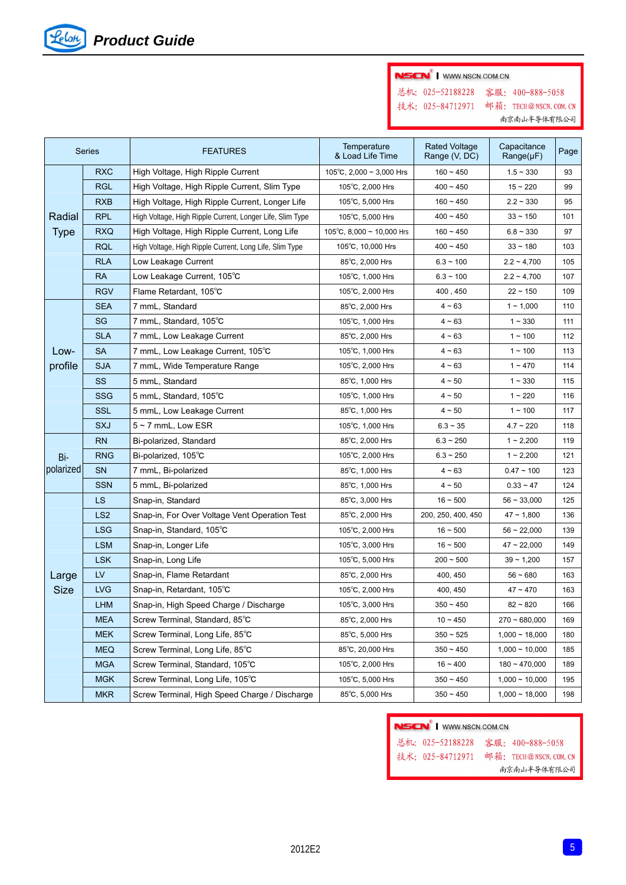# Product Guide

NSCN | WWW.NSCN.COM.CN
总机: 025-52188228 客服: 400-888-5058
技术: 025-84712971 邮箱: TECH@NSCN.COM.CN
南京南山半导体有限公司

| Series | | FEATURES | Temperature & Load Life Time | Rated Voltage Range (V, DC) | Capacitance Range(μF) | Page |
|---|---|---|---|---|---|---|
| Radial Type | RXC | High Voltage, High Ripple Current | 105℃, 2,000 ~ 3,000 Hrs | 160 ~ 450 | 1.5 ~ 330 | 93 |
| | RGL | High Voltage, High Ripple Current, Slim Type | 105℃, 2,000 Hrs | 400 ~ 450 | 15 ~ 220 | 99 |
| | RXB | High Voltage, High Ripple Current, Longer Life | 105℃, 5,000 Hrs | 160 ~ 450 | 2.2 ~ 330 | 95 |
| | RPL | High Voltage, High Ripple Current, Longer Life, Slim Type | 105℃, 5,000 Hrs | 400 ~ 450 | 33 ~ 150 | 101 |
| | RXQ | High Voltage, High Ripple Current, Long Life | 105℃, 8,000 ~ 10,000 Hrs | 160 ~ 450 | 6.8 ~ 330 | 97 |
| | RQL | High Voltage, High Ripple Current, Long Life, Slim Type | 105℃, 10,000 Hrs | 400 ~ 450 | 33 ~ 180 | 103 |
| | RLA | Low Leakage Current | 85℃, 2,000 Hrs | 6.3 ~ 100 | 2.2 ~ 4,700 | 105 |
| | RA | Low Leakage Current, 105℃ | 105℃, 1,000 Hrs | 6.3 ~ 100 | 2.2 ~ 4,700 | 107 |
| | RGV | Flame Retardant, 105℃ | 105℃, 2,000 Hrs | 400 , 450 | 22 ~ 150 | 109 |
| Low-profile | SEA | 7 mmL, Standard | 85℃, 2,000 Hrs | 4 ~ 63 | 1 ~ 1,000 | 110 |
| | SG | 7 mmL, Standard, 105℃ | 105℃, 1,000 Hrs | 4 ~ 63 | 1 ~ 330 | 111 |
| | SLA | 7 mmL, Low Leakage Current | 85℃, 2,000 Hrs | 4 ~ 63 | 1 ~ 100 | 112 |
| | SA | 7 mmL, Low Leakage Current, 105℃ | 105℃, 1,000 Hrs | 4 ~ 63 | 1 ~ 100 | 113 |
| | SJA | 7 mmL, Wide Temperature Range | 105℃, 2,000 Hrs | 4 ~ 63 | 1 ~ 470 | 114 |
| | SS | 5 mmL, Standard | 85℃, 1,000 Hrs | 4 ~ 50 | 1 ~ 330 | 115 |
| | SSG | 5 mmL, Standard, 105℃ | 105℃, 1,000 Hrs | 4 ~ 50 | 1 ~ 220 | 116 |
| | SSL | 5 mmL, Low Leakage Current | 85℃, 1,000 Hrs | 4 ~ 50 | 1 ~ 100 | 117 |
| | SXJ | 5 ~ 7 mmL, Low ESR | 105℃, 1,000 Hrs | 6.3 ~ 35 | 4.7 ~ 220 | 118 |
| Bi-polarized | RN | Bi-polarized, Standard | 85℃, 2,000 Hrs | 6.3 ~ 250 | 1 ~ 2,200 | 119 |
| | RNG | Bi-polarized, 105℃ | 105℃, 2,000 Hrs | 6.3 ~ 250 | 1 ~ 2,200 | 121 |
| | SN | 7 mmL, Bi-polarized | 85℃, 1,000 Hrs | 4 ~ 63 | 0.47 ~ 100 | 123 |
| | SSN | 5 mmL, Bi-polarized | 85℃, 1,000 Hrs | 4 ~ 50 | 0.33 ~ 47 | 124 |
| Large Size | LS | Snap-in, Standard | 85℃, 3,000 Hrs | 16 ~ 500 | 56 ~ 33,000 | 125 |
| | LS2 | Snap-in, For Over Voltage Vent Operation Test | 85℃, 2,000 Hrs | 200, 250, 400, 450 | 47 ~ 1,800 | 136 |
| | LSG | Snap-in, Standard, 105℃ | 105℃, 2,000 Hrs | 16 ~ 500 | 56 ~ 22,000 | 139 |
| | LSM | Snap-in, Longer Life | 105℃, 3,000 Hrs | 16 ~ 500 | 47 ~ 22,000 | 149 |
| | LSK | Snap-in, Long Life | 105℃, 5,000 Hrs | 200 ~ 500 | 39 ~ 1,200 | 157 |
| | LV | Snap-in, Flame Retardant | 85℃, 2,000 Hrs | 400, 450 | 56 ~ 680 | 163 |
| | LVG | Snap-in, Retardant, 105℃ | 105℃, 2,000 Hrs | 400, 450 | 47 ~ 470 | 163 |
| | LHM | Snap-in, High Speed Charge / Discharge | 105℃, 3,000 Hrs | 350 ~ 450 | 82 ~ 820 | 166 |
| | MEA | Screw Terminal, Standard, 85℃ | 85℃, 2,000 Hrs | 10 ~ 450 | 270 ~ 680,000 | 169 |
| | MEK | Screw Terminal, Long Life, 85℃ | 85℃, 5,000 Hrs | 350 ~ 525 | 1,000 ~ 18,000 | 180 |
| | MEQ | Screw Terminal, Long Life, 85℃ | 85℃, 20,000 Hrs | 350 ~ 450 | 1,000 ~ 10,000 | 185 |
| | MGA | Screw Terminal, Standard, 105℃ | 105℃, 2,000 Hrs | 16 ~ 400 | 180 ~ 470,000 | 189 |
| | MGK | Screw Terminal, Long Life, 105℃ | 105℃, 5,000 Hrs | 350 ~ 450 | 1,000 ~ 10,000 | 195 |
| | MKR | Screw Terminal, High Speed Charge / Discharge | 85℃, 5,000 Hrs | 350 ~ 450 | 1,000 ~ 18,000 | 198 |

NSCN | WWW.NSCN.COM.CN
总机: 025-52188228 客服: 400-888-5058
技术: 025-84712971 邮箱: TECH@NSCN.COM.CN
南京南山半导体有限公司

2012E2